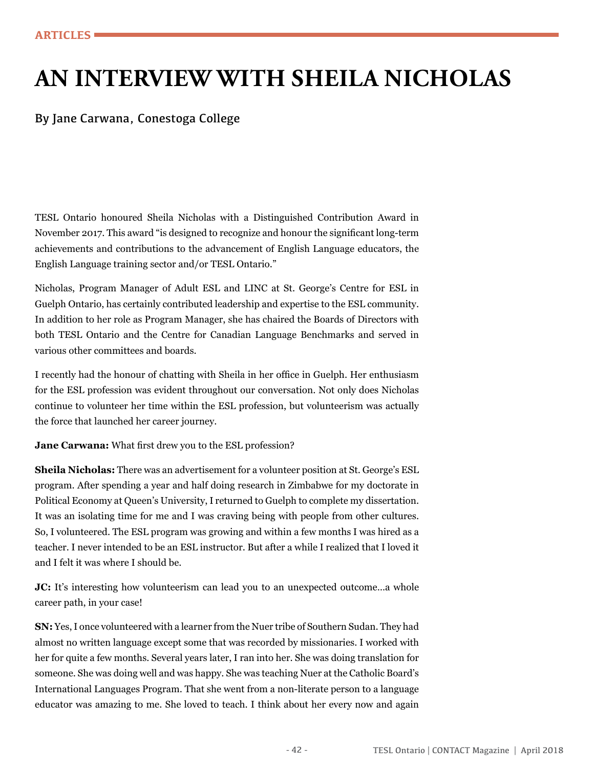# AN INTERVIEW WITH SHEILA NICHOLAS

By Jane Carwana, Conestoga College

TESL Ontario honoured Sheila Nicholas with a Distinguished Contribution Award in November 2017. This award "is designed to recognize and honour the significant long-term achievements and contributions to the advancement of English Language educators, the English Language training sector and/or TESL Ontario."

Nicholas, Program Manager of Adult ESL and LINC at St. George's Centre for ESL in Guelph Ontario, has certainly contributed leadership and expertise to the ESL community. In addition to her role as Program Manager, she has chaired the Boards of Directors with both TESL Ontario and the Centre for Canadian Language Benchmarks and served in various other committees and boards.

I recently had the honour of chatting with Sheila in her office in Guelph. Her enthusiasm for the ESL profession was evident throughout our conversation. Not only does Nicholas continue to volunteer her time within the ESL profession, but volunteerism was actually the force that launched her career journey.

**Jane Carwana:** What first drew you to the ESL profession?

**Sheila Nicholas:** There was an advertisement for a volunteer position at St. George's ESL program. After spending a year and half doing research in Zimbabwe for my doctorate in Political Economy at Queen's University, I returned to Guelph to complete my dissertation. It was an isolating time for me and I was craving being with people from other cultures. So, I volunteered. The ESL program was growing and within a few months I was hired as a teacher. I never intended to be an ESL instructor. But after a while I realized that I loved it and I felt it was where I should be.

**JC:** It's interesting how volunteerism can lead you to an unexpected outcome…a whole career path, in your case!

**SN:** Yes, I once volunteered with a learner from the Nuer tribe of Southern Sudan. They had almost no written language except some that was recorded by missionaries. I worked with her for quite a few months. Several years later, I ran into her. She was doing translation for someone. She was doing well and was happy. She was teaching Nuer at the Catholic Board's International Languages Program. That she went from a non-literate person to a language educator was amazing to me. She loved to teach. I think about her every now and again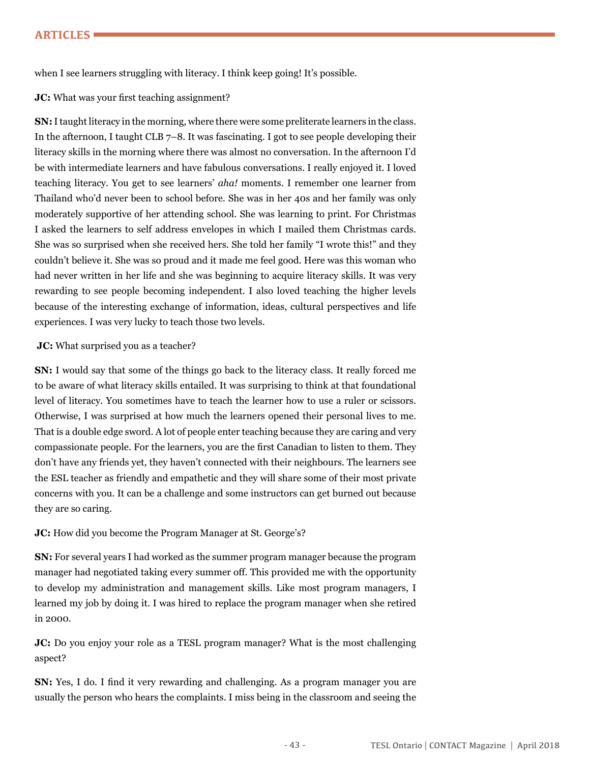when I see learners struggling with literacy. I think keep going! It's possible.

**JC:** What was your first teaching assignment?

**SN:** I taught literacy in the morning, where there were some preliterate learners in the class. In the afternoon, I taught CLB 7–8. It was fascinating. I got to see people developing their literacy skills in the morning where there was almost no conversation. In the afternoon I'd be with intermediate learners and have fabulous conversations. I really enjoyed it. I loved teaching literacy. You get to see learners' *aha!* moments. I remember one learner from Thailand who'd never been to school before. She was in her 40s and her family was only moderately supportive of her attending school. She was learning to print. For Christmas I asked the learners to self address envelopes in which I mailed them Christmas cards. She was so surprised when she received hers. She told her family "I wrote this!" and they couldn't believe it. She was so proud and it made me feel good. Here was this woman who had never written in her life and she was beginning to acquire literacy skills. It was very rewarding to see people becoming independent. I also loved teaching the higher levels because of the interesting exchange of information, ideas, cultural perspectives and life experiences. I was very lucky to teach those two levels.

**JC:** What surprised you as a teacher?

**SN:** I would say that some of the things go back to the literacy class. It really forced me to be aware of what literacy skills entailed. It was surprising to think at that foundational level of literacy. You sometimes have to teach the learner how to use a ruler or scissors. Otherwise, I was surprised at how much the learners opened their personal lives to me. That is a double edge sword. A lot of people enter teaching because they are caring and very compassionate people. For the learners, you are the first Canadian to listen to them. They don't have any friends yet, they haven't connected with their neighbours. The learners see the ESL teacher as friendly and empathetic and they will share some of their most private concerns with you. It can be a challenge and some instructors can get burned out because they are so caring.

**JC:** How did you become the Program Manager at St. George's?

**SN:** For several years I had worked as the summer program manager because the program manager had negotiated taking every summer off. This provided me with the opportunity to develop my administration and management skills. Like most program managers, I learned my job by doing it. I was hired to replace the program manager when she retired in 2000.

**JC:** Do you enjoy your role as a TESL program manager? What is the most challenging aspect?

**SN:** Yes, I do. I find it very rewarding and challenging. As a program manager you are usually the person who hears the complaints. I miss being in the classroom and seeing the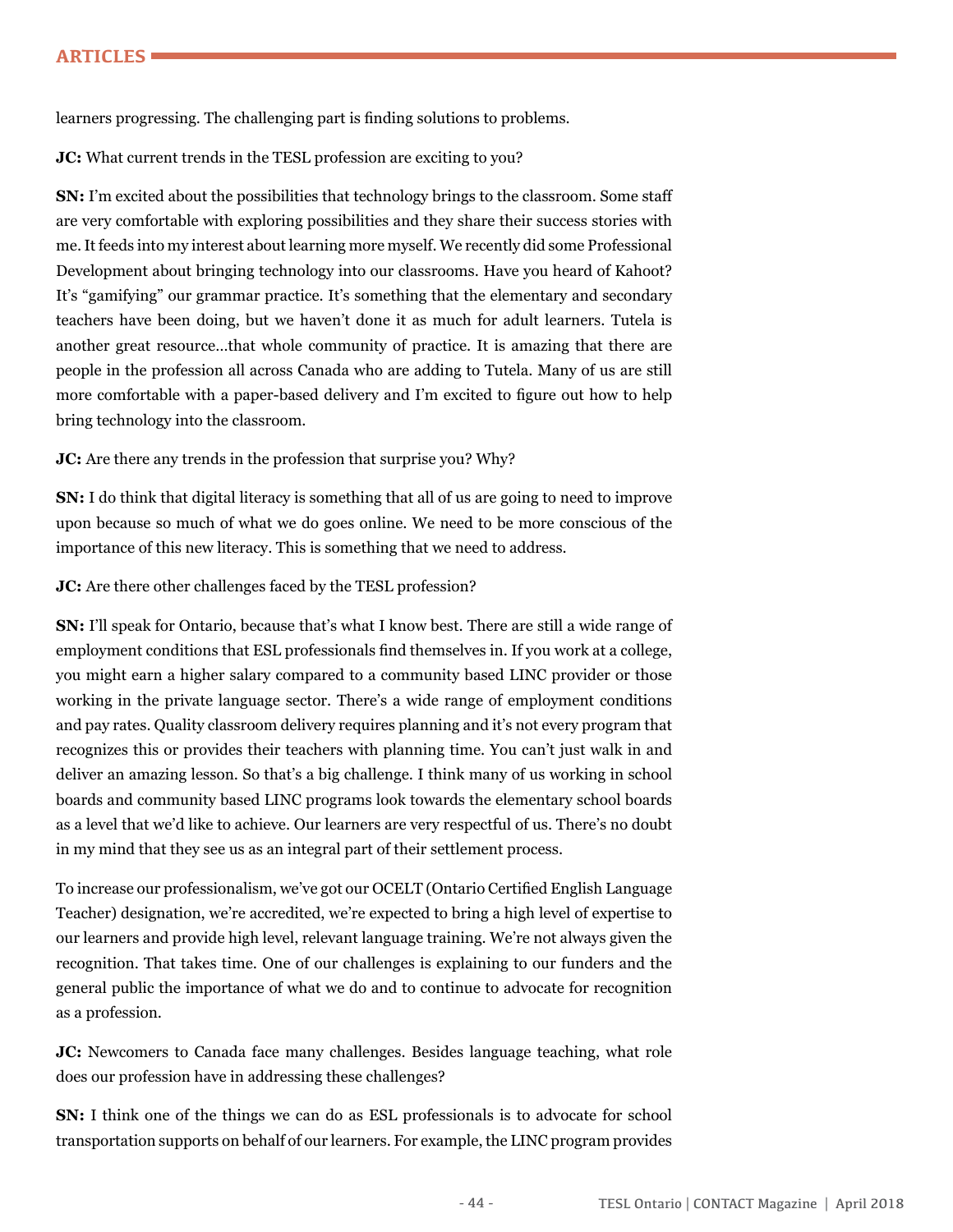learners progressing. The challenging part is finding solutions to problems.

**JC:** What current trends in the TESL profession are exciting to you?

**SN:** I'm excited about the possibilities that technology brings to the classroom. Some staff are very comfortable with exploring possibilities and they share their success stories with me. It feeds into my interest about learning more myself. We recently did some Professional Development about bringing technology into our classrooms. Have you heard of Kahoot? It's "gamifying" our grammar practice. It's something that the elementary and secondary teachers have been doing, but we haven't done it as much for adult learners. Tutela is another great resource…that whole community of practice. It is amazing that there are people in the profession all across Canada who are adding to Tutela. Many of us are still more comfortable with a paper-based delivery and I'm excited to figure out how to help bring technology into the classroom.

**JC:** Are there any trends in the profession that surprise you? Why?

**SN:** I do think that digital literacy is something that all of us are going to need to improve upon because so much of what we do goes online. We need to be more conscious of the importance of this new literacy. This is something that we need to address.

**JC:** Are there other challenges faced by the TESL profession?

**SN:** I'll speak for Ontario, because that's what I know best. There are still a wide range of employment conditions that ESL professionals find themselves in. If you work at a college, you might earn a higher salary compared to a community based LINC provider or those working in the private language sector. There's a wide range of employment conditions and pay rates. Quality classroom delivery requires planning and it's not every program that recognizes this or provides their teachers with planning time. You can't just walk in and deliver an amazing lesson. So that's a big challenge. I think many of us working in school boards and community based LINC programs look towards the elementary school boards as a level that we'd like to achieve. Our learners are very respectful of us. There's no doubt in my mind that they see us as an integral part of their settlement process.

To increase our professionalism, we've got our OCELT (Ontario Certified English Language Teacher) designation, we're accredited, we're expected to bring a high level of expertise to our learners and provide high level, relevant language training. We're not always given the recognition. That takes time. One of our challenges is explaining to our funders and the general public the importance of what we do and to continue to advocate for recognition as a profession.

**JC:** Newcomers to Canada face many challenges. Besides language teaching, what role does our profession have in addressing these challenges?

**SN:** I think one of the things we can do as ESL professionals is to advocate for school transportation supports on behalf of our learners. For example, the LINC program provides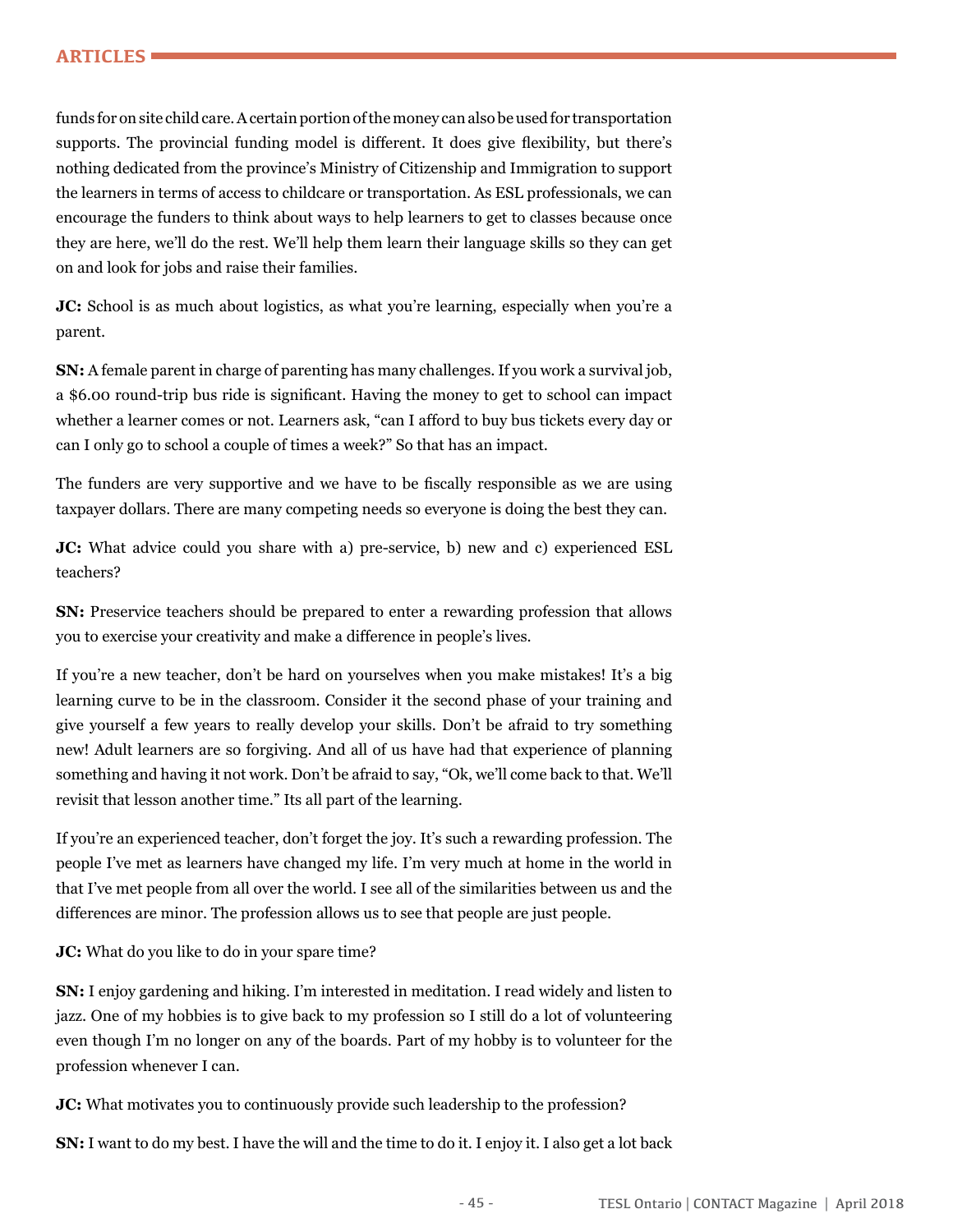funds for on site child care. A certain portion of the money can also be used for transportation supports. The provincial funding model is different. It does give flexibility, but there's nothing dedicated from the province's Ministry of Citizenship and Immigration to support the learners in terms of access to childcare or transportation. As ESL professionals, we can encourage the funders to think about ways to help learners to get to classes because once they are here, we'll do the rest. We'll help them learn their language skills so they can get on and look for jobs and raise their families.

**JC:** School is as much about logistics, as what you're learning, especially when you're a parent.

**SN:** A female parent in charge of parenting has many challenges. If you work a survival job, a $6.00 round-trip bus ride is significant. Having the money to get to school can impact whether a learner comes or not. Learners ask, "can I afford to buy bus tickets every day or can I only go to school a couple of times a week?" So that has an impact.

The funders are very supportive and we have to be fiscally responsible as we are using taxpayer dollars. There are many competing needs so everyone is doing the best they can.

**JC:** What advice could you share with a) pre-service, b) new and c) experienced ESL teachers?

**SN:** Preservice teachers should be prepared to enter a rewarding profession that allows you to exercise your creativity and make a difference in people's lives.

If you're a new teacher, don't be hard on yourselves when you make mistakes! It's a big learning curve to be in the classroom. Consider it the second phase of your training and give yourself a few years to really develop your skills. Don't be afraid to try something new! Adult learners are so forgiving. And all of us have had that experience of planning something and having it not work. Don't be afraid to say, "Ok, we'll come back to that. We'll revisit that lesson another time." Its all part of the learning.

If you're an experienced teacher, don't forget the joy. It's such a rewarding profession. The people I've met as learners have changed my life. I'm very much at home in the world in that I've met people from all over the world. I see all of the similarities between us and the differences are minor. The profession allows us to see that people are just people.

**JC:** What do you like to do in your spare time?

**SN:** I enjoy gardening and hiking. I'm interested in meditation. I read widely and listen to jazz. One of my hobbies is to give back to my profession so I still do a lot of volunteering even though I'm no longer on any of the boards. Part of my hobby is to volunteer for the profession whenever I can.

**JC:** What motivates you to continuously provide such leadership to the profession?

**SN:** I want to do my best. I have the will and the time to do it. I enjoy it. I also get a lot back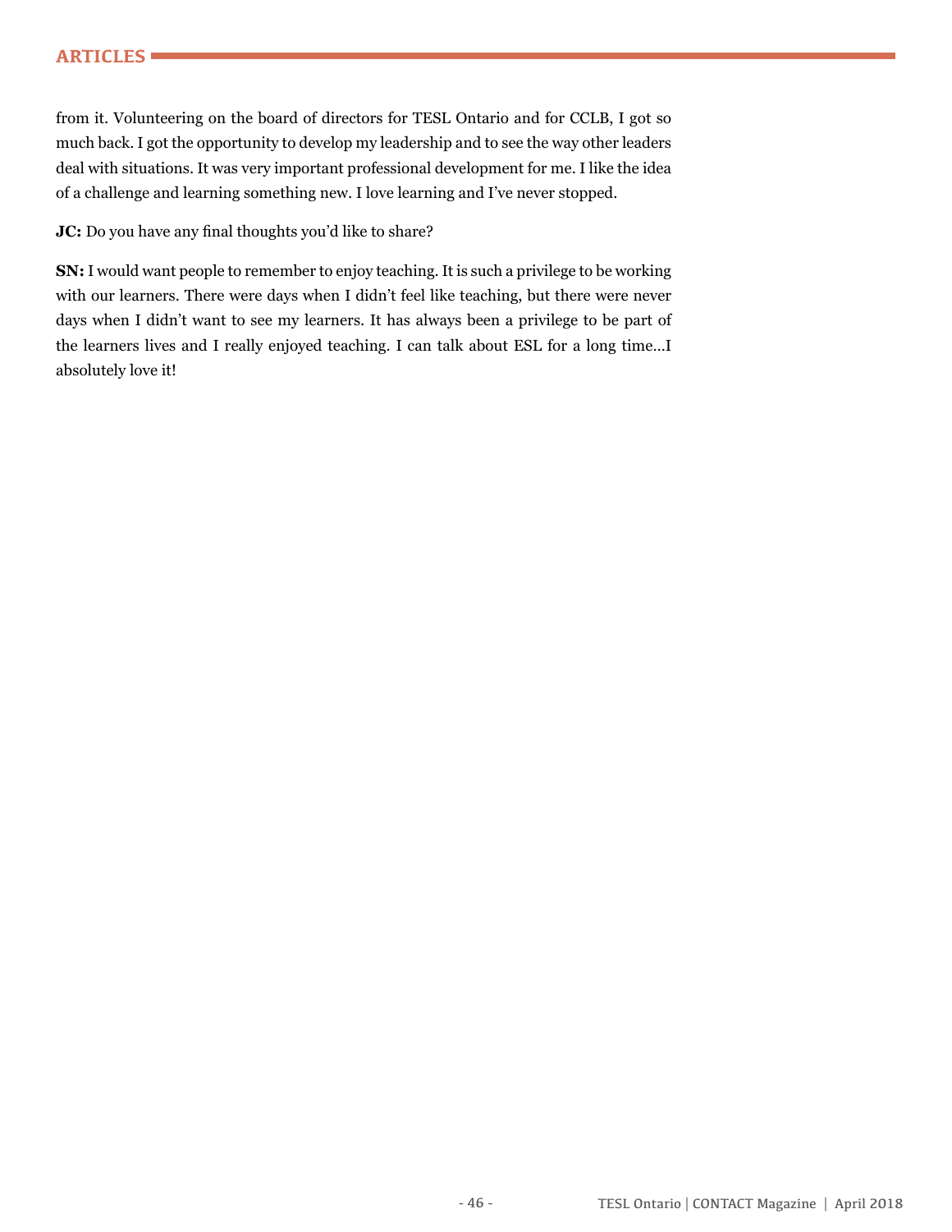from it. Volunteering on the board of directors for TESL Ontario and for CCLB, I got so much back. I got the opportunity to develop my leadership and to see the way other leaders deal with situations. It was very important professional development for me. I like the idea of a challenge and learning something new. I love learning and I've never stopped.

**JC:** Do you have any final thoughts you'd like to share?

**SN:** I would want people to remember to enjoy teaching. It is such a privilege to be working with our learners. There were days when I didn't feel like teaching, but there were never days when I didn't want to see my learners. It has always been a privilege to be part of the learners lives and I really enjoyed teaching. I can talk about ESL for a long time...I absolutely love it!